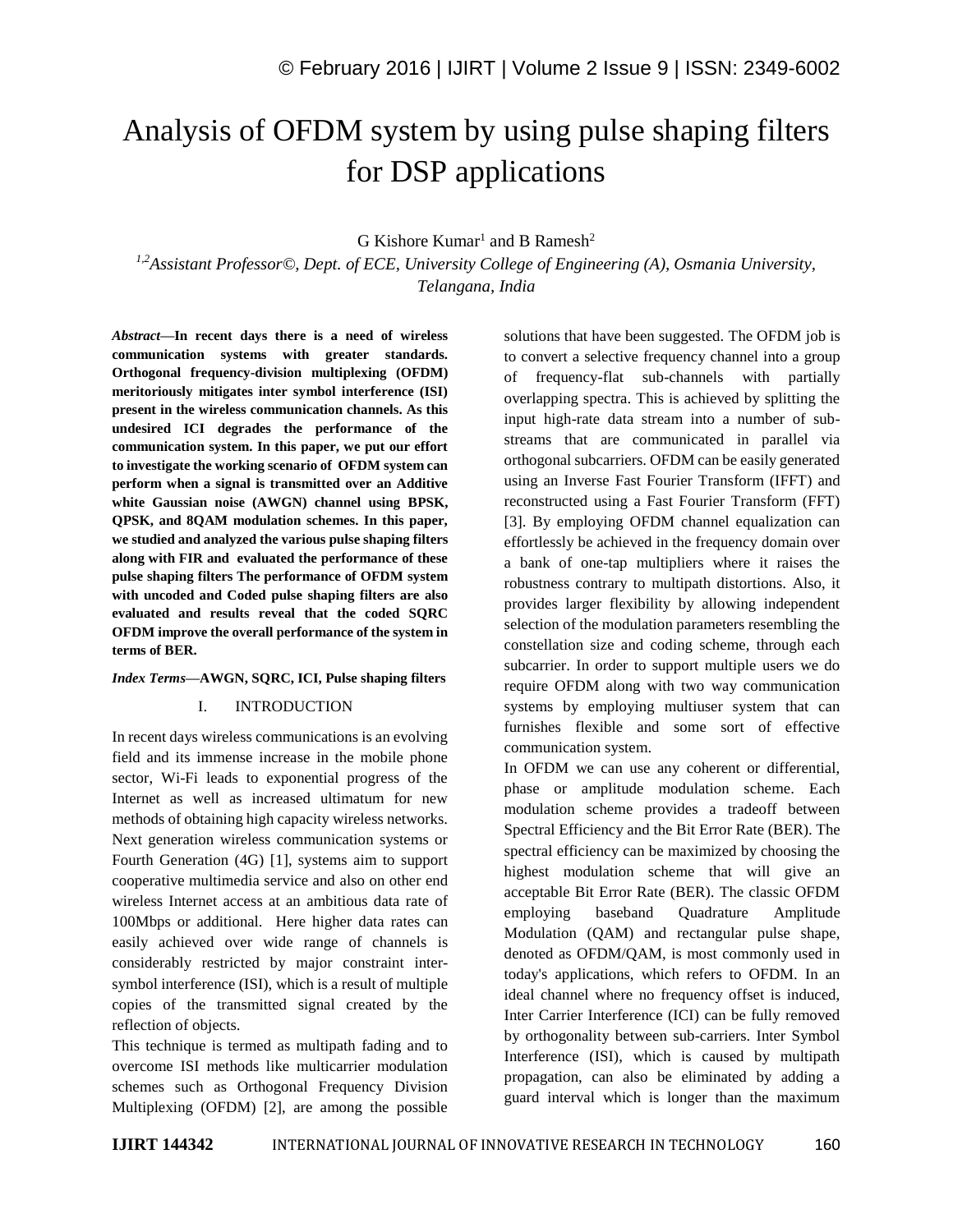# Analysis of OFDM system by using pulse shaping filters for DSP applications

G Kishore Kumar[1] and B Ramesh[2]

*[1,2]Assistant Professor©, Dept. of ECE, University College of Engineering (A), Osmania University, Telangana, India*

***Abstract*—In recent days there is a need of wireless communication systems with greater standards. Orthogonal frequency-division multiplexing (OFDM) meritoriously mitigates inter symbol interference (ISI) present in the wireless communication channels. As this undesired ICI degrades the performance of the communication system. In this paper, we put our effort to investigate the working scenario of OFDM system can perform when a signal is transmitted over an Additive white Gaussian noise (AWGN) channel using BPSK, QPSK, and 8QAM modulation schemes. In this paper, we studied and analyzed the various pulse shaping filters along with FIR and evaluated the performance of these pulse shaping filters The performance of OFDM system with uncoded and Coded pulse shaping filters are also evaluated and results reveal that the coded SQRC OFDM improve the overall performance of the system in terms of BER.**

***Index Terms*—AWGN, SQRC, ICI, Pulse shaping filters**

## I. INTRODUCTION

In recent days wireless communications is an evolving field and its immense increase in the mobile phone sector, Wi-Fi leads to exponential progress of the Internet as well as increased ultimatum for new methods of obtaining high capacity wireless networks. Next generation wireless communication systems or Fourth Generation (4G) [1], systems aim to support cooperative multimedia service and also on other end wireless Internet access at an ambitious data rate of 100Mbps or additional. Here higher data rates can easily achieved over wide range of channels is considerably restricted by major constraint inter-symbol interference (ISI), which is a result of multiple copies of the transmitted signal created by the reflection of objects.

This technique is termed as multipath fading and to overcome ISI methods like multicarrier modulation schemes such as Orthogonal Frequency Division Multiplexing (OFDM) [2], are among the possible solutions that have been suggested. The OFDM job is to convert a selective frequency channel into a group of frequency-flat sub-channels with partially overlapping spectra. This is achieved by splitting the input high-rate data stream into a number of sub-streams that are communicated in parallel via orthogonal subcarriers. OFDM can be easily generated using an Inverse Fast Fourier Transform (IFFT) and reconstructed using a Fast Fourier Transform (FFT) [3]. By employing OFDM channel equalization can effortlessly be achieved in the frequency domain over a bank of one-tap multipliers where it raises the robustness contrary to multipath distortions. Also, it provides larger flexibility by allowing independent selection of the modulation parameters resembling the constellation size and coding scheme, through each subcarrier. In order to support multiple users we do require OFDM along with two way communication systems by employing multiuser system that can furnishes flexible and some sort of effective communication system.

In OFDM we can use any coherent or differential, phase or amplitude modulation scheme. Each modulation scheme provides a tradeoff between Spectral Efficiency and the Bit Error Rate (BER). The spectral efficiency can be maximized by choosing the highest modulation scheme that will give an acceptable Bit Error Rate (BER). The classic OFDM employing baseband Quadrature Amplitude Modulation (QAM) and rectangular pulse shape, denoted as OFDM/QAM, is most commonly used in today's applications, which refers to OFDM. In an ideal channel where no frequency offset is induced, Inter Carrier Interference (ICI) can be fully removed by orthogonality between sub-carriers. Inter Symbol Interference (ISI), which is caused by multipath propagation, can also be eliminated by adding a guard interval which is longer than the maximum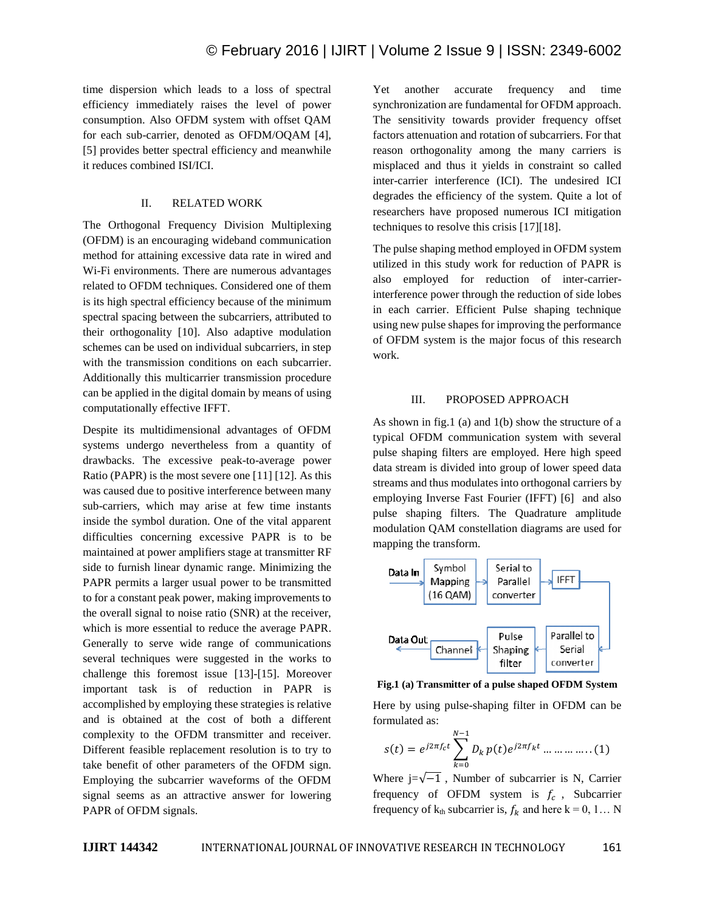time dispersion which leads to a loss of spectral efficiency immediately raises the level of power consumption. Also OFDM system with offset QAM for each sub-carrier, denoted as OFDM/OQAM [4], [5] provides better spectral efficiency and meanwhile it reduces combined ISI/ICI.

## II. RELATED WORK

The Orthogonal Frequency Division Multiplexing (OFDM) is an encouraging wideband communication method for attaining excessive data rate in wired and Wi-Fi environments. There are numerous advantages related to OFDM techniques. Considered one of them is its high spectral efficiency because of the minimum spectral spacing between the subcarriers, attributed to their orthogonality [10]. Also adaptive modulation schemes can be used on individual subcarriers, in step with the transmission conditions on each subcarrier. Additionally this multicarrier transmission procedure can be applied in the digital domain by means of using computationally effective IFFT.

Despite its multidimensional advantages of OFDM systems undergo nevertheless from a quantity of drawbacks. The excessive peak-to-average power Ratio (PAPR) is the most severe one [11] [12]. As this was caused due to positive interference between many sub-carriers, which may arise at few time instants inside the symbol duration. One of the vital apparent difficulties concerning excessive PAPR is to be maintained at power amplifiers stage at transmitter RF side to furnish linear dynamic range. Minimizing the PAPR permits a larger usual power to be transmitted to for a constant peak power, making improvements to the overall signal to noise ratio (SNR) at the receiver, which is more essential to reduce the average PAPR. Generally to serve wide range of communications several techniques were suggested in the works to challenge this foremost issue [13]-[15]. Moreover important task is of reduction in PAPR is accomplished by employing these strategies is relative and is obtained at the cost of both a different complexity to the OFDM transmitter and receiver. Different feasible replacement resolution is to try to take benefit of other parameters of the OFDM sign. Employing the subcarrier waveforms of the OFDM signal seems as an attractive answer for lowering PAPR of OFDM signals.

Yet another accurate frequency and time synchronization are fundamental for OFDM approach. The sensitivity towards provider frequency offset factors attenuation and rotation of subcarriers. For that reason orthogonality among the many carriers is misplaced and thus it yields in constraint so called inter-carrier interference (ICI). The undesired ICI degrades the efficiency of the system. Quite a lot of researchers have proposed numerous ICI mitigation techniques to resolve this crisis [17][18].

The pulse shaping method employed in OFDM system utilized in this study work for reduction of PAPR is also employed for reduction of inter-carrier-interference power through the reduction of side lobes in each carrier. Efficient Pulse shaping technique using new pulse shapes for improving the performance of OFDM system is the major focus of this research work.

## III. PROPOSED APPROACH

As shown in fig.1 (a) and 1(b) show the structure of a typical OFDM communication system with several pulse shaping filters are employed. Here high speed data stream is divided into group of lower speed data streams and thus modulates into orthogonal carriers by employing Inverse Fast Fourier (IFFT) [6] and also pulse shaping filters. The Quadrature amplitude modulation QAM constellation diagrams are used for mapping the transform.

Data In → Symbol Mapping (16 QAM) → Serial to Parallel converter → IFFT → Parallel to Serial converter → Pulse Shaping filter → Channel → Data Out

**Fig.1 (a) Transmitter of a pulse shaped OFDM System**

Here by using pulse-shaping filter in OFDM can be formulated as:

$$s(t) = e^{j2\pi f_c t} \sum_{k=0}^{N-1} D_k \, p(t) e^{j2\pi f_k t} \ldots\ldots\ldots\ldots (1)$$

Where $j=\sqrt{-1}$ , Number of subcarrier is N, Carrier frequency of OFDM system is $f_c$ , Subcarrier frequency of $k_{th}$ subcarrier is, $f_k$ and here k = 0, 1… N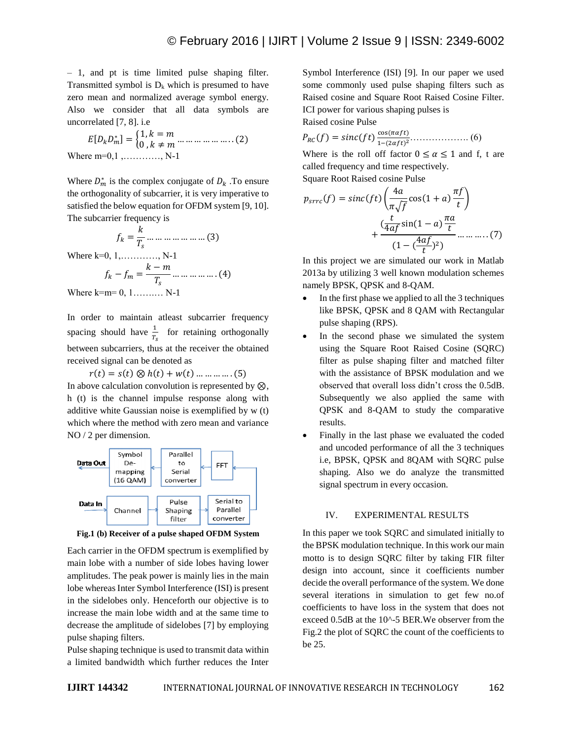– 1, and pt is time limited pulse shaping filter. Transmitted symbol is $D_k$ which is presumed to have zero mean and normalized average symbol energy. Also we consider that all data symbols are uncorrelated [7, 8]. i.e

$$E[D_k D_m^*] = \begin{cases} 1, k = m \\ 0, k \neq m \end{cases} \dots\dots\dots\dots\dots\dots(2)$$

Where m=0,1 ,…………, N-1

Where $D_m^*$ is the complex conjugate of $D_k$ .To ensure the orthogonality of subcarrier, it is very imperative to satisfied the below equation for OFDM system [9, 10]. The subcarrier frequency is

$$f_k = \frac{k}{T_s} \dots\dots\dots\dots\dots\dots\dots(3)$$

Where k=0, 1,…………, N-1

$$f_k - f_m = \frac{k-m}{T_s} \dots\dots\dots\dots\dots(4)$$

Where k=m= 0, 1………. N-1

In order to maintain atleast subcarrier frequency spacing should have $\frac{1}{T_s}$ for retaining orthogonally between subcarriers, thus at the receiver the obtained received signal can be denoted as

$$r(t) = s(t) \otimes h(t) + w(t) \dots\dots\dots\dots(5)$$

In above calculation convolution is represented by $\otimes$, h (t) is the channel impulse response along with additive white Gaussian noise is exemplified by w (t) which where the method with zero mean and variance NO / 2 per dimension.

Data Out ← Symbol De-mapping (16 QAM) ← Parallel to Serial converter ← FFT

Data In → Channel → Pulse Shaping filter → Serial to Parallel converter

**Fig.1 (b) Receiver of a pulse shaped OFDM System**

Each carrier in the OFDM spectrum is exemplified by main lobe with a number of side lobes having lower amplitudes. The peak power is mainly lies in the main lobe whereas Inter Symbol Interference (ISI) is present in the sidelobes only. Henceforth our objective is to increase the main lobe width and at the same time to decrease the amplitude of sidelobes [7] by employing pulse shaping filters.

Pulse shaping technique is used to transmit data within a limited bandwidth which further reduces the Inter Symbol Interference (ISI) [9]. In our paper we used some commonly used pulse shaping filters such as Raised cosine and Square Root Raised Cosine Filter. ICI power for various shaping pulses is

Raised cosine Pulse

$$P_{RC}(f) = sinc(ft)\frac{\cos(\pi\alpha f t)}{1-(2\alpha f t)^2} \dots\dots\dots\dots\dots\dots(6)$$

Where is the roll off factor $0 \leq \alpha \leq 1$ and f, t are called frequency and time respectively.

Square Root Raised cosine Pulse

$$p_{srrc}(f) = sinc(ft)\left(\frac{4a}{\pi\sqrt{f}}\cos(1+a)\frac{\pi f}{t}\right) + \frac{(\frac{t}{4af}\sin(1-a)\frac{\pi a}{t}}{(1-(\frac{4af}{t})^2)} \dots\dots\dots(7)$$

In this project we are simulated our work in Matlab 2013a by utilizing 3 well known modulation schemes namely BPSK, QPSK and 8-QAM.

- In the first phase we applied to all the 3 techniques like BPSK, QPSK and 8 QAM with Rectangular pulse shaping (RPS).
- In the second phase we simulated the system using the Square Root Raised Cosine (SQRC) filter as pulse shaping filter and matched filter with the assistance of BPSK modulation and we observed that overall loss didn't cross the 0.5dB. Subsequently we also applied the same with QPSK and 8-QAM to study the comparative results.
- Finally in the last phase we evaluated the coded and uncoded performance of all the 3 techniques i.e, BPSK, QPSK and 8QAM with SQRC pulse shaping. Also we do analyze the transmitted signal spectrum in every occasion.

## IV. EXPERIMENTAL RESULTS

In this paper we took SQRC and simulated initially to the BPSK modulation technique. In this work our main motto is to design SQRC filter by taking FIR filter design into account, since it coefficients number decide the overall performance of the system. We done several iterations in simulation to get few no.of coefficients to have loss in the system that does not exceed 0.5dB at the 10^-5 BER.We observer from the Fig.2 the plot of SQRC the count of the coefficients to be 25.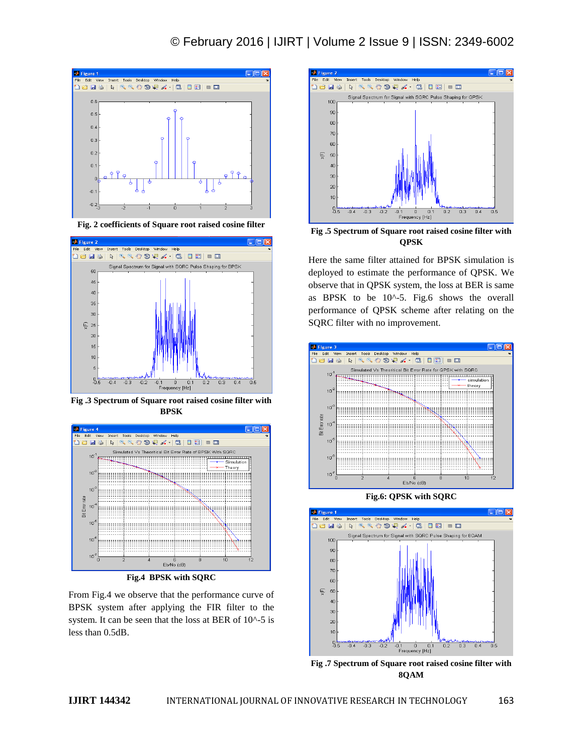Fig. 2 coefficients of Square root raised cosine filter

Fig .3 Spectrum of Square root raised cosine filter with BPSK

Fig.4 BPSK with SQRC

From Fig.4 we observe that the performance curve of BPSK system after applying the FIR filter to the system. It can be seen that the loss at BER of 10^-5 is less than 0.5dB.

Fig .5 Spectrum of Square root raised cosine filter with QPSK

Here the same filter attained for BPSK simulation is deployed to estimate the performance of QPSK. We observe that in QPSK system, the loss at BER is same as BPSK to be 10^-5. Fig.6 shows the overall performance of QPSK scheme after relating on the SQRC filter with no improvement.

Fig.6: QPSK with SQRC

Fig .7 Spectrum of Square root raised cosine filter with 8QAM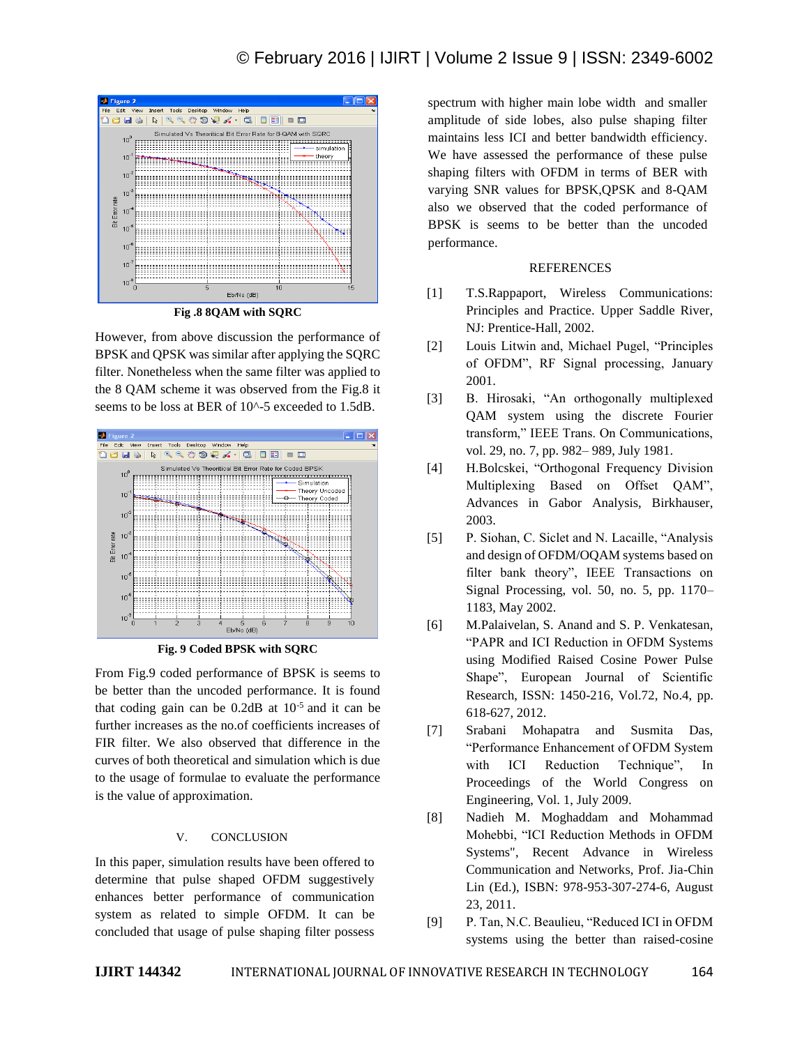Fig .8 8QAM with SQRC

However, from above discussion the performance of BPSK and QPSK was similar after applying the SQRC filter. Nonetheless when the same filter was applied to the 8 QAM scheme it was observed from the Fig.8 it seems to be loss at BER of 10^-5 exceeded to 1.5dB.

Fig. 9 Coded BPSK with SQRC

From Fig.9 coded performance of BPSK is seems to be better than the uncoded performance. It is found that coding gain can be 0.2dB at $10^{-5}$ and it can be further increases as the no.of coefficients increases of FIR filter. We also observed that difference in the curves of both theoretical and simulation which is due to the usage of formulae to evaluate the performance is the value of approximation.

## V. CONCLUSION

In this paper, simulation results have been offered to determine that pulse shaped OFDM suggestively enhances better performance of communication system as related to simple OFDM. It can be concluded that usage of pulse shaping filter possess spectrum with higher main lobe width and smaller amplitude of side lobes, also pulse shaping filter maintains less ICI and better bandwidth efficiency. We have assessed the performance of these pulse shaping filters with OFDM in terms of BER with varying SNR values for BPSK,QPSK and 8-QAM also we observed that the coded performance of BPSK is seems to be better than the uncoded performance.

## REFERENCES

[1] T.S.Rappaport, Wireless Communications: Principles and Practice. Upper Saddle River, NJ: Prentice-Hall, 2002.

[2] Louis Litwin and, Michael Pugel, "Principles of OFDM", RF Signal processing, January 2001.

[3] B. Hirosaki, "An orthogonally multiplexed QAM system using the discrete Fourier transform," IEEE Trans. On Communications, vol. 29, no. 7, pp. 982– 989, July 1981.

[4] H.Bolcskei, "Orthogonal Frequency Division Multiplexing Based on Offset QAM", Advances in Gabor Analysis, Birkhauser, 2003.

[5] P. Siohan, C. Siclet and N. Lacaille, "Analysis and design of OFDM/OQAM systems based on filter bank theory", IEEE Transactions on Signal Processing, vol. 50, no. 5, pp. 1170–1183, May 2002.

[6] M.Palaivelan, S. Anand and S. P. Venkatesan, "PAPR and ICI Reduction in OFDM Systems using Modified Raised Cosine Power Pulse Shape", European Journal of Scientific Research, ISSN: 1450-216, Vol.72, No.4, pp. 618-627, 2012.

[7] Srabani Mohapatra and Susmita Das, "Performance Enhancement of OFDM System with ICI Reduction Technique", In Proceedings of the World Congress on Engineering, Vol. 1, July 2009.

[8] Nadieh M. Moghaddam and Mohammad Mohebbi, "ICI Reduction Methods in OFDM Systems", Recent Advance in Wireless Communication and Networks, Prof. Jia-Chin Lin (Ed.), ISBN: 978-953-307-274-6, August 23, 2011.

[9] P. Tan, N.C. Beaulieu, "Reduced ICI in OFDM systems using the better than raised-cosine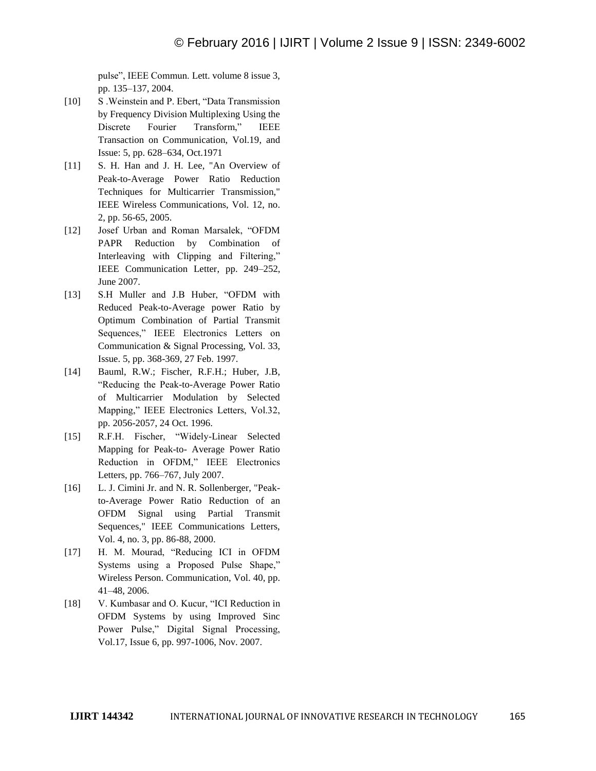pulse", IEEE Commun. Lett. volume 8 issue 3, pp. 135–137, 2004.

[10] S .Weinstein and P. Ebert, "Data Transmission by Frequency Division Multiplexing Using the Discrete Fourier Transform," IEEE Transaction on Communication, Vol.19, and Issue: 5, pp. 628–634, Oct.1971

[11] S. H. Han and J. H. Lee, "An Overview of Peak-to-Average Power Ratio Reduction Techniques for Multicarrier Transmission," IEEE Wireless Communications, Vol. 12, no. 2, pp. 56-65, 2005.

[12] Josef Urban and Roman Marsalek, "OFDM PAPR Reduction by Combination of Interleaving with Clipping and Filtering," IEEE Communication Letter, pp. 249–252, June 2007.

[13] S.H Muller and J.B Huber, "OFDM with Reduced Peak-to-Average power Ratio by Optimum Combination of Partial Transmit Sequences," IEEE Electronics Letters on Communication & Signal Processing, Vol. 33, Issue. 5, pp. 368-369, 27 Feb. 1997.

[14] Bauml, R.W.; Fischer, R.F.H.; Huber, J.B, "Reducing the Peak-to-Average Power Ratio of Multicarrier Modulation by Selected Mapping," IEEE Electronics Letters, Vol.32, pp. 2056-2057, 24 Oct. 1996.

[15] R.F.H. Fischer, "Widely-Linear Selected Mapping for Peak-to- Average Power Ratio Reduction in OFDM," IEEE Electronics Letters, pp. 766–767, July 2007.

[16] L. J. Cimini Jr. and N. R. Sollenberger, "Peak-to-Average Power Ratio Reduction of an OFDM Signal using Partial Transmit Sequences," IEEE Communications Letters, Vol. 4, no. 3, pp. 86-88, 2000.

[17] H. M. Mourad, "Reducing ICI in OFDM Systems using a Proposed Pulse Shape," Wireless Person. Communication, Vol. 40, pp. 41–48, 2006.

[18] V. Kumbasar and O. Kucur, "ICI Reduction in OFDM Systems by using Improved Sinc Power Pulse," Digital Signal Processing, Vol.17, Issue 6, pp. 997-1006, Nov. 2007.